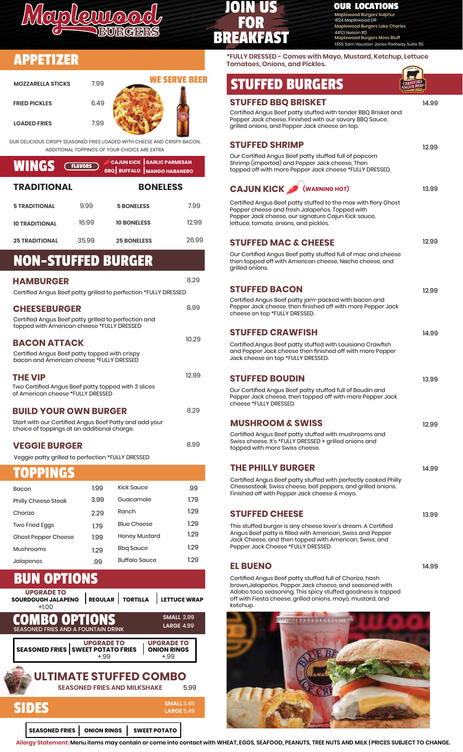# Maplewood Burgers

## JOIN US FOR BREAKFAST

**OUR LOCATIONS**

Maplewood Burgers Sulphur
4124 Maplewood DR
Maplewood Burgers Lake Charles
4453 Nelson RD
Maplewood Burgers Moss Bluff
1355 Sam Houston Jones Parkway Suite 115

## APPETIZER

**WE SERVE BEER**

| Item | Price |
|---|---|
| MOZZARELLA STICKS | 7.99 |
| FRIED PICKLES | 6.49 |
| LOADED FRIES | 7.99 |

OUR DELICIOUS CRISPY SEASONED FRIES LOADED WITH CHEESE AND CRISPY BACON, ADDITIONAL TOPPINGS OF YOUR CHOICE ARE EXTRA

## WINGS

**FLAVORS:** CAJUN KICK | GARLIC PARMESAN | BBQ | BUFFALO | MANGO HABANERO

| TRADITIONAL | | BONELESS | |
|---|---|---|---|
| 5 TRADITIONAL | 9.99 | 5 BONELESS | 7.99 |
| 10 TRADITIONAL | 16.99 | 10 BONELESS | 12.99 |
| 25 TRADITIONAL | 35.99 | 25 BONELESS | 26.99 |

## NON-STUFFED BURGER

### HAMBURGER — 8.29
Certified Angus Beef patty grilled to perfection *FULLY DRESSED

### CHEESEBURGER — 8.99
Certified Angus Beef patty grilled to perfection and topped with American cheese *FULLY DRESSED

### BACON ATTACK — 10.29
Certified Angus Beef patty topped with crispy bacon and American cheese *FULLY DRESSED

### THE VIP — 12.99
Two Certified Angus Beef patty topped with 3 slices of American cheese *FULLY DRESSED

### BUILD YOUR OWN BURGER — 8.29
Start with our Certified Angus Beef Patty and add your choice of toppings at an additional charge.

### VEGGIE BURGER — 8.99
Veggie patty grilled to perfection *FULLY DRESSED

## TOPPINGS

| Topping | Price | Topping | Price |
|---|---|---|---|
| Bacon | 1.99 | Kick Sauce | .99 |
| Philly Cheese Steak | 3.99 | Guacamole | 1.79 |
| Chorizo | 2.29 | Ranch | 1.29 |
| Two Fried Eggs | 1.79 | Blue Cheese | 1.29 |
| Ghost Pepper Cheese | 1.99 | Honey Mustard | 1.29 |
| Mushrooms | 1.29 | Bbq Sauce | 1.29 |
| Jalapenos | .99 | Buffalo Sauce | 1.29 |

## BUN OPTIONS

UPGRADE TO SOURDOUGH JALAPENO +1.00 | REGULAR | TORTILLA | LETTUCE WRAP

## COMBO OPTIONS

SEASONED FRIES AND A FOUNTAIN DRINK — SMALL 2.99 | LARGE 4.99

SEASONED FRIES | UPGRADE TO SWEET POTATO FRIES +.99 | UPGRADE TO ONION RINGS +.99

## ULTIMATE STUFFED COMBO

SEASONED FRIES AND MILKSHAKE — 5.99

## SIDES

SMALL 3.49 | LARGE 5.49

SEASONED FRIES | ONION RINGS | SWEET POTATO

*FULLY DRESSED - Comes with Mayo, Mustard, Ketchup, Lettuce Tomatoes, Onions, and Pickles.

## STUFFED BURGERS

CERTIFIED ANGUS BEEF

### STUFFED BBQ BRISKET — 14.99
Certified Angus Beef patty stuffed with tender BBQ Brisket and Pepper Jack cheese. Finished with our savory BBQ Sauce, grilled onions, and Pepper Jack cheese on top.

### STUFFED SHRIMP — 12.99
Our Certified Angus Beef patty stuffed full of popcorn Shrimp (imported) and Pepper Jack cheese, Then topped off with more Pepper Jack cheese *FULLY DRESSED.

### CAJUN KICK (WARNING HOT) — 13.99
Certified Angus Beef patty stuffed to the max with fiery Ghost Pepper cheese and fresh Jalapeños. Topped with Pepper Jack cheese, our signature Cajun Kick sauce, lettuce, tomato, onions, and pickles.

### STUFFED MAC & CHEESE — 12.99
Our Certified Angus Beef patty stuffed full of mac and cheese then topped off with American cheese, Nacho cheese, and grilled onions.

### STUFFED BACON — 12.99
Certified Angus Beef patty jam-packed with bacon and Pepper Jack cheese, then finished off with more Pepper Jack cheese on top *FULLY DRESSED.

### STUFFED CRAWFISH — 14.99
Certified Angus Beef patty stuffed with Louisiana Crawfish and Pepper Jack cheese then finished off with more Pepper Jack cheese on top *FULLY DRESSED.

### STUFFED BOUDIN — 13.99
Our Certified Angus Beef patty stuffed full of Boudin and Pepper Jack cheese, then topped off with more Pepper Jack cheese *FULLY DRESSED.

### MUSHROOM & SWISS — 12.99
Certified Angus Beef patty stuffed with mushrooms and Swiss cheese. It's *FULLY DRESSED + grilled onions and topped with more Swiss cheese.

### THE PHILLY BURGER — 14.99
Certified Angus Beef patty stuffed with perfectly cooked Philly Cheesesteak, Swiss cheese, bell peppers, and grilled onions. Finished off with Pepper Jack cheese & mayo.

### STUFFED CHEESE — 13.99
This stuffed burger is any cheese lover's dream. A Certified Angus Beef patty is filled with American, Swiss and Pepper Jack Cheese, and then topped with American, Swiss, and Pepper Jack Cheese *FULLY DRESSED

### EL BUENO — 14.99
Certified Angus Beef patty stuffed full of Chorizo, hash brown,Jalapeños, Pepper Jack cheese, and seasoned with Adobo taco seasoning. This spicy stuffed goodness is topped off with Fiesta cheese, grilled onions, mayo, mustard, and ketchup.

**Allergy Statement:** Menu items may contain or come into contact with WHEAT, EGGS, SEAFOOD, PEANUTS, TREE NUTS AND MILK | PRICES SUBJECT TO CHANGE.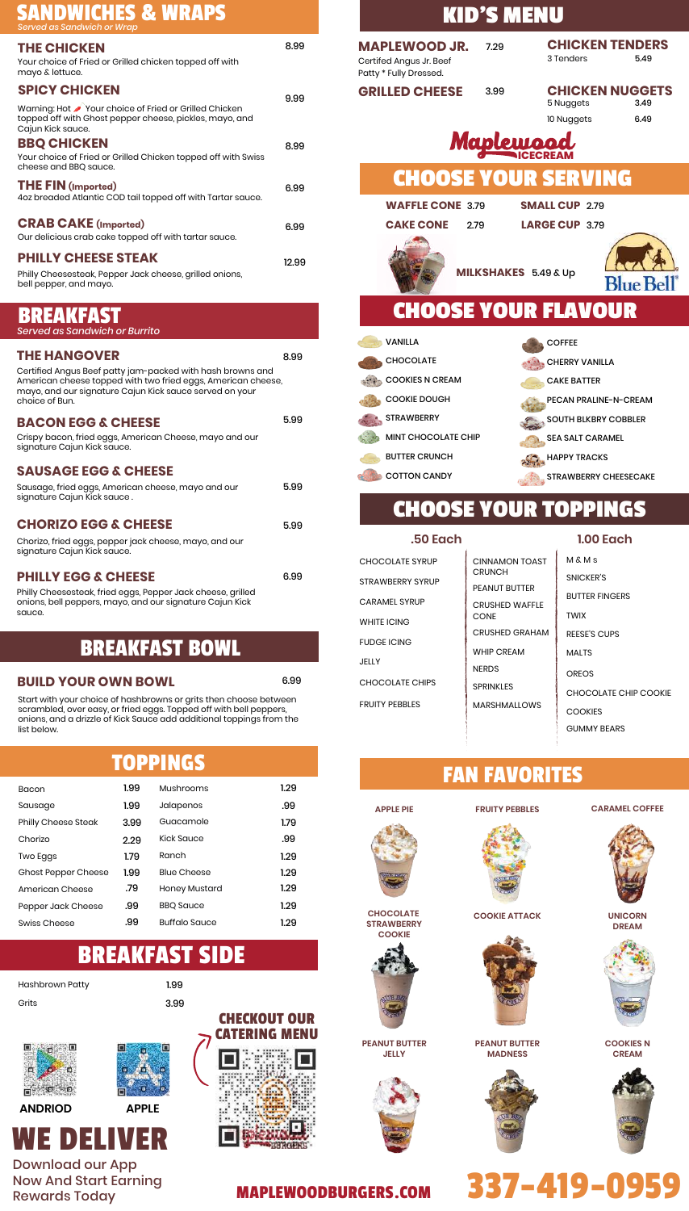# SANDWICHES & WRAPS

*Served as Sandwich or Wrap*

**THE CHICKEN** 8.99
Your choice of Fried or Grilled chicken topped off with mayo & lettuce.

**SPICY CHICKEN** 9.99
Warning: Hot Your choice of Fried or Grilled Chicken topped off with Ghost pepper cheese, pickles, mayo, and Cajun Kick sauce.

**BBQ CHICKEN** 8.99
Your choice of Fried or Grilled Chicken topped off with Swiss cheese and BBQ sauce.

**THE FIN (Imported)** 6.99
4oz breaded Atlantic COD tail topped off with Tartar sauce.

**CRAB CAKE (Imported)** 6.99
Our delicious crab cake topped off with tartar sauce.

**PHILLY CHEESE STEAK** 12.99
Philly Cheesesteak, Pepper Jack cheese, grilled onions, bell pepper, and mayo.

# BREAKFAST

*Served as Sandwich or Burrito*

**THE HANGOVER** 8.99
Certified Angus Beef patty jam-packed with hash browns and American cheese topped with two fried eggs, American cheese, mayo, and our signature Cajun Kick sauce served on your choice of Bun.

**BACON EGG & CHEESE** 5.99
Crispy bacon, fried eggs, American Cheese, mayo and our signature Cajun Kick sauce.

**SAUSAGE EGG & CHEESE** 5.99
Sausage, fried eggs, American cheese, mayo and our signature Cajun Kick sauce .

**CHORIZO EGG & CHEESE** 5.99
Chorizo, fried eggs, pepper jack cheese, mayo, and our signature Cajun Kick sauce.

**PHILLY EGG & CHEESE** 6.99
Philly Cheesesteak, fried eggs, Pepper Jack cheese, grilled onions, bell peppers, mayo, and our signature Cajun Kick sauce.

# BREAKFAST BOWL

**BUILD YOUR OWN BOWL** 6.99
Start with your choice of hashbrowns or grits then choose between scrambled, over easy, or fried eggs. Topped off with bell peppers, onions, and a drizzle of Kick Sauce add additional toppings from the list below.

# TOPPINGS

| | | | |
|---|---|---|---|
| Bacon | 1.99 | Mushrooms | 1.29 |
| Sausage | 1.99 | Jalapenos | .99 |
| Philly Cheese Steak | 3.99 | Guacamole | 1.79 |
| Chorizo | 2.29 | Kick Sauce | .99 |
| Two Eggs | 1.79 | Ranch | 1.29 |
| Ghost Pepper Cheese | 1.99 | Blue Cheese | 1.29 |
| American Cheese | .79 | Honey Mustard | 1.29 |
| Pepper Jack Cheese | .99 | BBQ Sauce | 1.29 |
| Swiss Cheese | .99 | Buffalo Sauce | 1.29 |

# BREAKFAST SIDE

| | |
|---|---|
| Hashbrown Patty | 1.99 |
| Grits | 3.99 |

ANDRIOD

APPLE

CHECKOUT OUR CATERING MENU

# WE DELIVER

Download our App Now And Start Earning Rewards Today

# KID'S MENU

**MAPLEWOOD JR.** 7.29
Certifed Angus Jr. Beef Patty * Fully Dressed.

**GRILLED CHEESE** 3.99

**CHICKEN TENDERS**
3 Tenders 5.49

**CHICKEN NUGGETS**
5 Nuggets 3.49
10 Nuggets 6.49

Maplewood ICECREAM

# CHOOSE YOUR SERVING

| | | | |
|---|---|---|---|
| WAFFLE CONE | 3.79 | SMALL CUP | 2.79 |
| CAKE CONE | 2.79 | LARGE CUP | 3.79 |

MILKSHAKES 5.49 & Up

Blue Bell

# CHOOSE YOUR FLAVOUR

| | |
|---|---|
| VANILLA | COFFEE |
| CHOCOLATE | CHERRY VANILLA |
| COOKIES N CREAM | CAKE BATTER |
| COOKIE DOUGH | PECAN PRALINE-N-CREAM |
| STRAWBERRY | SOUTH BLKBRY COBBLER |
| MINT CHOCOLATE CHIP | SEA SALT CARAMEL |
| BUTTER CRUNCH | HAPPY TRACKS |
| COTTON CANDY | STRAWBERRY CHEESECAKE |

# CHOOSE YOUR TOPPINGS

| .50 Each | | 1.00 Each |
|---|---|---|
| CHOCOLATE SYRUP | CINNAMON TOAST CRUNCH | M & M s |
| STRAWBERRY SYRUP | PEANUT BUTTER | SNICKER'S |
| CARAMEL SYRUP | CRUSHED WAFFLE CONE | BUTTER FINGERS |
| WHITE ICING | CRUSHED GRAHAM | TWIX |
| FUDGE ICING | WHIP CREAM | REESE'S CUPS |
| JELLY | NERDS | MALTS |
| CHOCOLATE CHIPS | SPRINKLES | OREOS |
| FRUITY PEBBLES | MARSHMALLOWS | CHOCOLATE CHIP COOKIE |
| | | COOKIES |
| | | GUMMY BEARS |

# FAN FAVORITES

APPLE PIE

FRUITY PEBBLES

CARAMEL COFFEE

CHOCOLATE STRAWBERRY COOKIE

COOKIE ATTACK

UNICORN DREAM

PEANUT BUTTER JELLY

PEANUT BUTTER MADNESS

COOKIES N CREAM

MAPLEWOODBURGERS.COM

337-419-0959